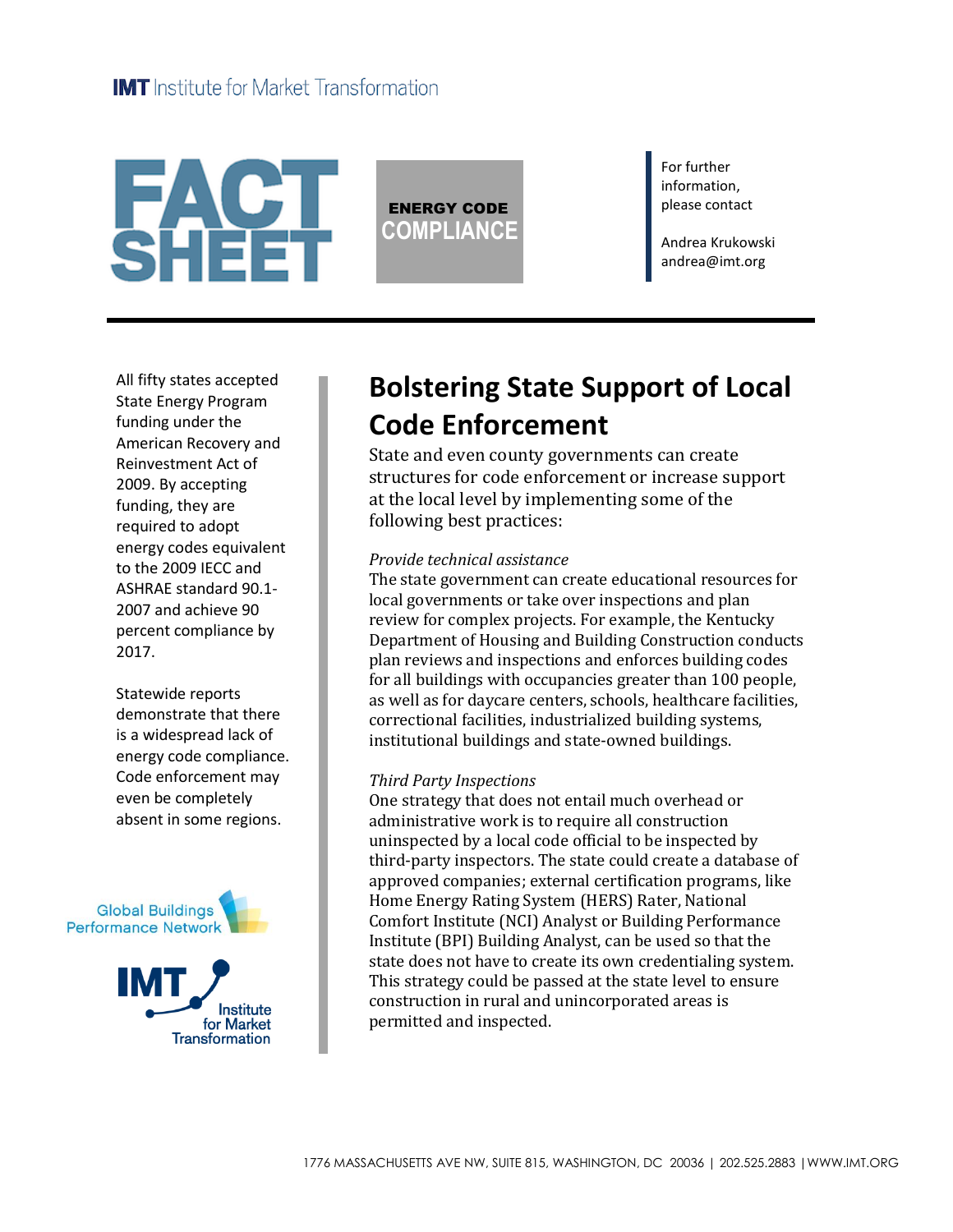IMT Institute for Market Transformation

# FACT SHEET

**ENERGY CODE COMPLIANCE**

For further information, please contact

Andrea Krukowski
andrea@imt.org

All fifty states accepted State Energy Program funding under the American Recovery and Reinvestment Act of 2009. By accepting funding, they are required to adopt energy codes equivalent to the 2009 IECC and ASHRAE standard 90.1-2007 and achieve 90 percent compliance by 2017.

Statewide reports demonstrate that there is a widespread lack of energy code compliance. Code enforcement may even be completely absent in some regions.

## Bolstering State Support of Local Code Enforcement

State and even county governments can create structures for code enforcement or increase support at the local level by implementing some of the following best practices:

*Provide technical assistance*

The state government can create educational resources for local governments or take over inspections and plan review for complex projects. For example, the Kentucky Department of Housing and Building Construction conducts plan reviews and inspections and enforces building codes for all buildings with occupancies greater than 100 people, as well as for daycare centers, schools, healthcare facilities, correctional facilities, industrialized building systems, institutional buildings and state-owned buildings.

*Third Party Inspections*

One strategy that does not entail much overhead or administrative work is to require all construction uninspected by a local code official to be inspected by third-party inspectors. The state could create a database of approved companies; external certification programs, like Home Energy Rating System (HERS) Rater, National Comfort Institute (NCI) Analyst or Building Performance Institute (BPI) Building Analyst, can be used so that the state does not have to create its own credentialing system. This strategy could be passed at the state level to ensure construction in rural and unincorporated areas is permitted and inspected.

Global Buildings Performance Network

IMT Institute for Market Transformation

1776 MASSACHUSETTS AVE NW, SUITE 815, WASHINGTON, DC 20036 | 202.525.2883 | WWW.IMT.ORG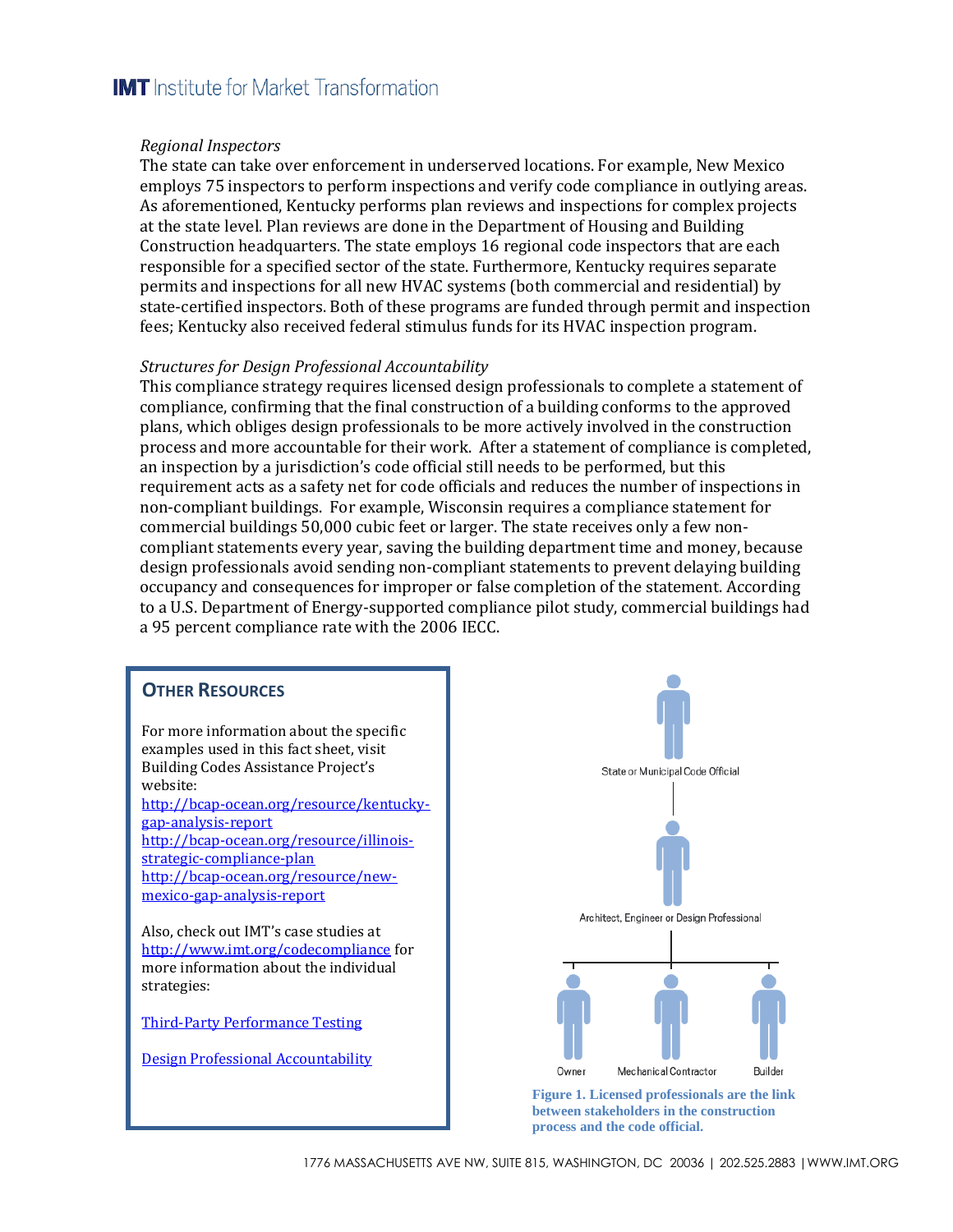*Regional Inspectors*

The state can take over enforcement in underserved locations. For example, New Mexico employs 75 inspectors to perform inspections and verify code compliance in outlying areas. As aforementioned, Kentucky performs plan reviews and inspections for complex projects at the state level. Plan reviews are done in the Department of Housing and Building Construction headquarters. The state employs 16 regional code inspectors that are each responsible for a specified sector of the state. Furthermore, Kentucky requires separate permits and inspections for all new HVAC systems (both commercial and residential) by state-certified inspectors. Both of these programs are funded through permit and inspection fees; Kentucky also received federal stimulus funds for its HVAC inspection program.

*Structures for Design Professional Accountability*

This compliance strategy requires licensed design professionals to complete a statement of compliance, confirming that the final construction of a building conforms to the approved plans, which obliges design professionals to be more actively involved in the construction process and more accountable for their work. After a statement of compliance is completed, an inspection by a jurisdiction's code official still needs to be performed, but this requirement acts as a safety net for code officials and reduces the number of inspections in non-compliant buildings. For example, Wisconsin requires a compliance statement for commercial buildings 50,000 cubic feet or larger. The state receives only a few non-compliant statements every year, saving the building department time and money, because design professionals avoid sending non-compliant statements to prevent delaying building occupancy and consequences for improper or false completion of the statement. According to a U.S. Department of Energy-supported compliance pilot study, commercial buildings had a 95 percent compliance rate with the 2006 IECC.

## Other Resources

For more information about the specific examples used in this fact sheet, visit Building Codes Assistance Project's website:
http://bcap-ocean.org/resource/kentucky-gap-analysis-report
http://bcap-ocean.org/resource/illinois-strategic-compliance-plan
http://bcap-ocean.org/resource/new-mexico-gap-analysis-report

Also, check out IMT's case studies at http://www.imt.org/codecompliance for more information about the individual strategies:

Third-Party Performance Testing

Design Professional Accountability

State or Municipal Code Official

Architect, Engineer or Design Professional

Owner

Mechanical Contractor

Builder

**Figure 1. Licensed professionals are the link between stakeholders in the construction process and the code official.**